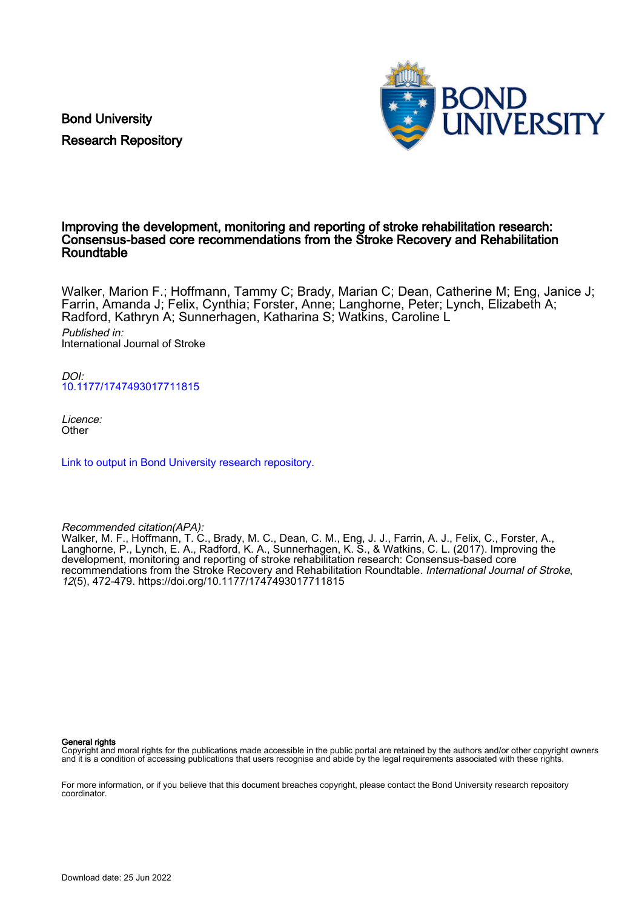Bond University
Research Repository

# Improving the development, monitoring and reporting of stroke rehabilitation research: Consensus-based core recommendations from the Stroke Recovery and Rehabilitation Roundtable

Walker, Marion F.; Hoffmann, Tammy C; Brady, Marian C; Dean, Catherine M; Eng, Janice J; Farrin, Amanda J; Felix, Cynthia; Forster, Anne; Langhorne, Peter; Lynch, Elizabeth A; Radford, Kathryn A; Sunnerhagen, Katharina S; Watkins, Caroline L

*Published in:*
International Journal of Stroke

*DOI:*
10.1177/1747493017711815

*Licence:*
Other

Link to output in Bond University research repository.

*Recommended citation(APA):*
Walker, M. F., Hoffmann, T. C., Brady, M. C., Dean, C. M., Eng, J. J., Farrin, A. J., Felix, C., Forster, A., Langhorne, P., Lynch, E. A., Radford, K. A., Sunnerhagen, K. S., & Watkins, C. L. (2017). Improving the development, monitoring and reporting of stroke rehabilitation research: Consensus-based core recommendations from the Stroke Recovery and Rehabilitation Roundtable. *International Journal of Stroke*, *12*(5), 472-479. https://doi.org/10.1177/1747493017711815

**General rights**
Copyright and moral rights for the publications made accessible in the public portal are retained by the authors and/or other copyright owners and it is a condition of accessing publications that users recognise and abide by the legal requirements associated with these rights.

For more information, or if you believe that this document breaches copyright, please contact the Bond University research repository coordinator.

Download date: 25 Jun 2022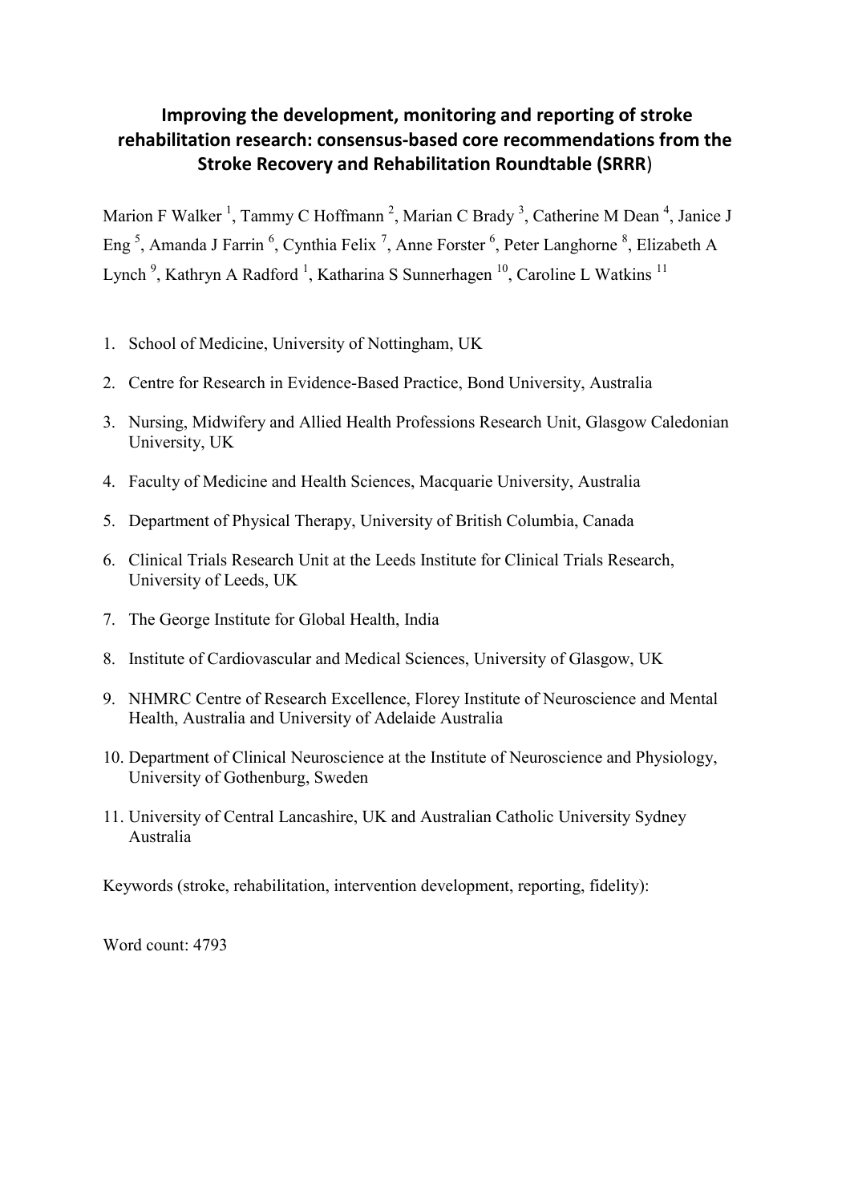# Improving the development, monitoring and reporting of stroke rehabilitation research: consensus-based core recommendations from the Stroke Recovery and Rehabilitation Roundtable (SRRR)

Marion F Walker [1], Tammy C Hoffmann [2], Marian C Brady [3], Catherine M Dean [4], Janice J Eng [5], Amanda J Farrin [6], Cynthia Felix [7], Anne Forster [6], Peter Langhorne [8], Elizabeth A Lynch [9], Kathryn A Radford [1], Katharina S Sunnerhagen [10], Caroline L Watkins [11]

1. School of Medicine, University of Nottingham, UK
2. Centre for Research in Evidence-Based Practice, Bond University, Australia
3. Nursing, Midwifery and Allied Health Professions Research Unit, Glasgow Caledonian University, UK
4. Faculty of Medicine and Health Sciences, Macquarie University, Australia
5. Department of Physical Therapy, University of British Columbia, Canada
6. Clinical Trials Research Unit at the Leeds Institute for Clinical Trials Research, University of Leeds, UK
7. The George Institute for Global Health, India
8. Institute of Cardiovascular and Medical Sciences, University of Glasgow, UK
9. NHMRC Centre of Research Excellence, Florey Institute of Neuroscience and Mental Health, Australia and University of Adelaide Australia
10. Department of Clinical Neuroscience at the Institute of Neuroscience and Physiology, University of Gothenburg, Sweden
11. University of Central Lancashire, UK and Australian Catholic University Sydney Australia

Keywords (stroke, rehabilitation, intervention development, reporting, fidelity):

Word count: 4793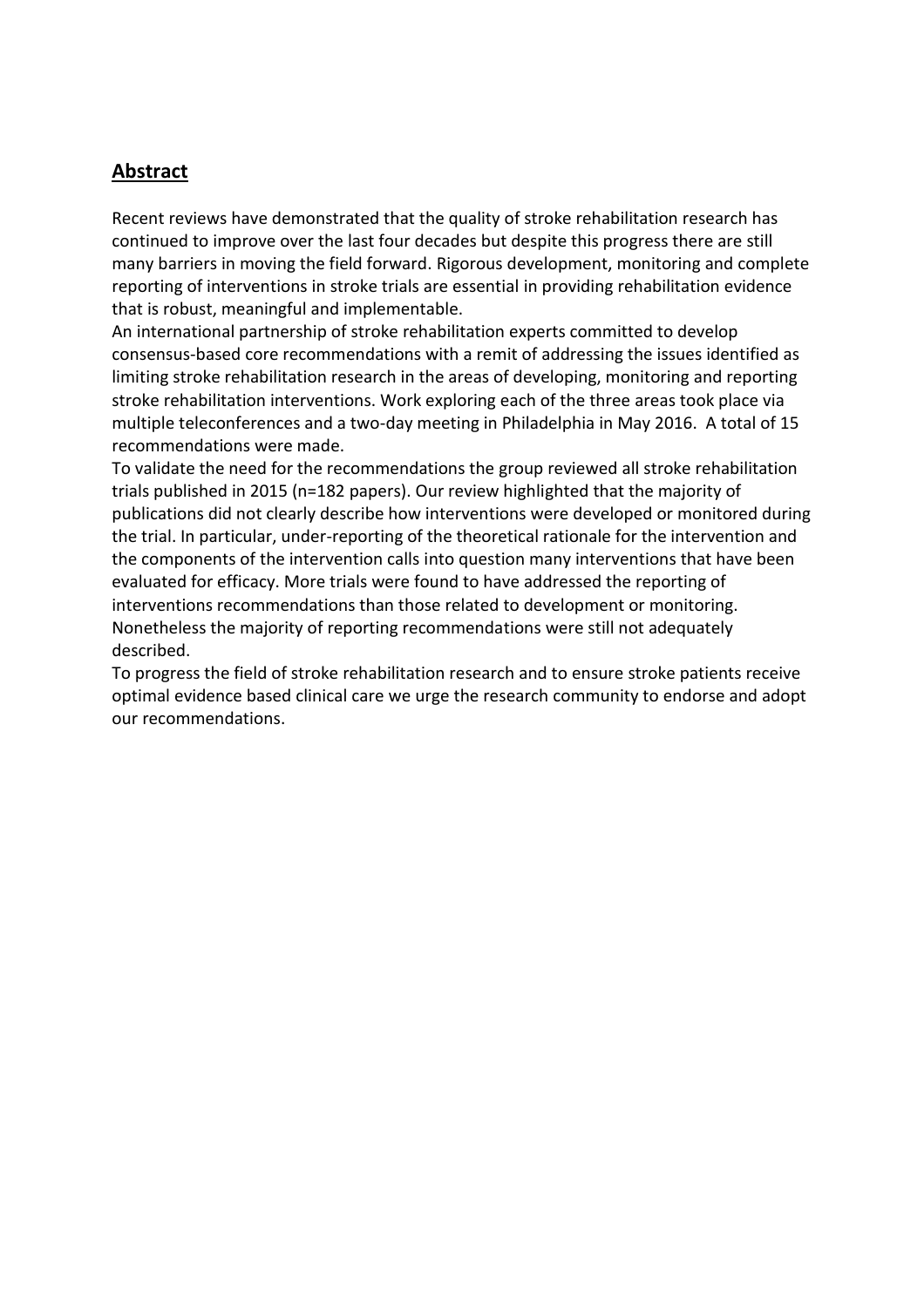## Abstract

Recent reviews have demonstrated that the quality of stroke rehabilitation research has continued to improve over the last four decades but despite this progress there are still many barriers in moving the field forward. Rigorous development, monitoring and complete reporting of interventions in stroke trials are essential in providing rehabilitation evidence that is robust, meaningful and implementable.

An international partnership of stroke rehabilitation experts committed to develop consensus-based core recommendations with a remit of addressing the issues identified as limiting stroke rehabilitation research in the areas of developing, monitoring and reporting stroke rehabilitation interventions. Work exploring each of the three areas took place via multiple teleconferences and a two-day meeting in Philadelphia in May 2016. A total of 15 recommendations were made.

To validate the need for the recommendations the group reviewed all stroke rehabilitation trials published in 2015 (n=182 papers). Our review highlighted that the majority of publications did not clearly describe how interventions were developed or monitored during the trial. In particular, under-reporting of the theoretical rationale for the intervention and the components of the intervention calls into question many interventions that have been evaluated for efficacy. More trials were found to have addressed the reporting of interventions recommendations than those related to development or monitoring. Nonetheless the majority of reporting recommendations were still not adequately described.

To progress the field of stroke rehabilitation research and to ensure stroke patients receive optimal evidence based clinical care we urge the research community to endorse and adopt our recommendations.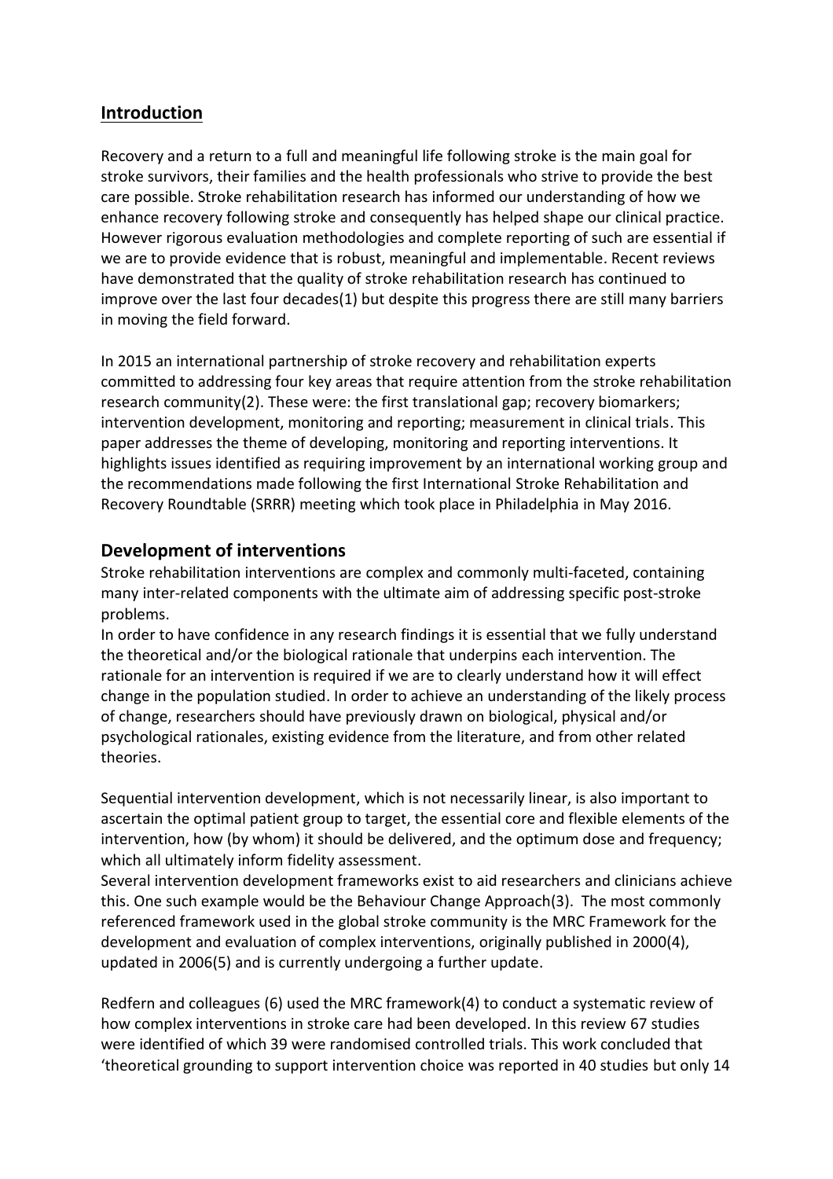## Introduction

Recovery and a return to a full and meaningful life following stroke is the main goal for stroke survivors, their families and the health professionals who strive to provide the best care possible. Stroke rehabilitation research has informed our understanding of how we enhance recovery following stroke and consequently has helped shape our clinical practice. However rigorous evaluation methodologies and complete reporting of such are essential if we are to provide evidence that is robust, meaningful and implementable. Recent reviews have demonstrated that the quality of stroke rehabilitation research has continued to improve over the last four decades(1) but despite this progress there are still many barriers in moving the field forward.

In 2015 an international partnership of stroke recovery and rehabilitation experts committed to addressing four key areas that require attention from the stroke rehabilitation research community(2). These were: the first translational gap; recovery biomarkers; intervention development, monitoring and reporting; measurement in clinical trials. This paper addresses the theme of developing, monitoring and reporting interventions. It highlights issues identified as requiring improvement by an international working group and the recommendations made following the first International Stroke Rehabilitation and Recovery Roundtable (SRRR) meeting which took place in Philadelphia in May 2016.

## Development of interventions

Stroke rehabilitation interventions are complex and commonly multi-faceted, containing many inter-related components with the ultimate aim of addressing specific post-stroke problems.

In order to have confidence in any research findings it is essential that we fully understand the theoretical and/or the biological rationale that underpins each intervention. The rationale for an intervention is required if we are to clearly understand how it will effect change in the population studied. In order to achieve an understanding of the likely process of change, researchers should have previously drawn on biological, physical and/or psychological rationales, existing evidence from the literature, and from other related theories.

Sequential intervention development, which is not necessarily linear, is also important to ascertain the optimal patient group to target, the essential core and flexible elements of the intervention, how (by whom) it should be delivered, and the optimum dose and frequency; which all ultimately inform fidelity assessment.

Several intervention development frameworks exist to aid researchers and clinicians achieve this. One such example would be the Behaviour Change Approach(3). The most commonly referenced framework used in the global stroke community is the MRC Framework for the development and evaluation of complex interventions, originally published in 2000(4), updated in 2006(5) and is currently undergoing a further update.

Redfern and colleagues (6) used the MRC framework(4) to conduct a systematic review of how complex interventions in stroke care had been developed. In this review 67 studies were identified of which 39 were randomised controlled trials. This work concluded that 'theoretical grounding to support intervention choice was reported in 40 studies but only 14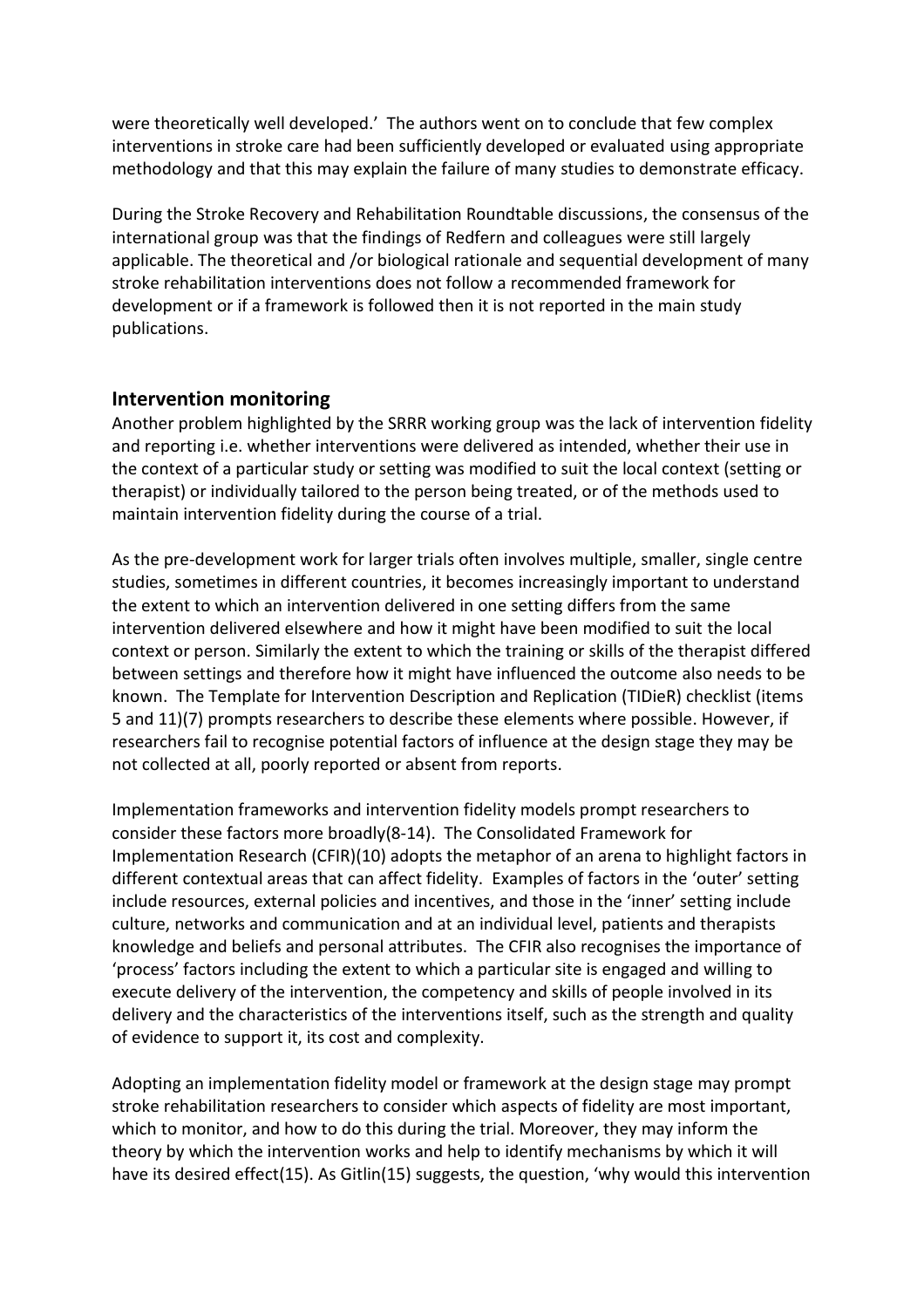were theoretically well developed.' The authors went on to conclude that few complex interventions in stroke care had been sufficiently developed or evaluated using appropriate methodology and that this may explain the failure of many studies to demonstrate efficacy.

During the Stroke Recovery and Rehabilitation Roundtable discussions, the consensus of the international group was that the findings of Redfern and colleagues were still largely applicable. The theoretical and /or biological rationale and sequential development of many stroke rehabilitation interventions does not follow a recommended framework for development or if a framework is followed then it is not reported in the main study publications.

## Intervention monitoring

Another problem highlighted by the SRRR working group was the lack of intervention fidelity and reporting i.e. whether interventions were delivered as intended, whether their use in the context of a particular study or setting was modified to suit the local context (setting or therapist) or individually tailored to the person being treated, or of the methods used to maintain intervention fidelity during the course of a trial.

As the pre-development work for larger trials often involves multiple, smaller, single centre studies, sometimes in different countries, it becomes increasingly important to understand the extent to which an intervention delivered in one setting differs from the same intervention delivered elsewhere and how it might have been modified to suit the local context or person. Similarly the extent to which the training or skills of the therapist differed between settings and therefore how it might have influenced the outcome also needs to be known. The Template for Intervention Description and Replication (TIDieR) checklist (items 5 and 11)(7) prompts researchers to describe these elements where possible. However, if researchers fail to recognise potential factors of influence at the design stage they may be not collected at all, poorly reported or absent from reports.

Implementation frameworks and intervention fidelity models prompt researchers to consider these factors more broadly(8-14). The Consolidated Framework for Implementation Research (CFIR)(10) adopts the metaphor of an arena to highlight factors in different contextual areas that can affect fidelity. Examples of factors in the 'outer' setting include resources, external policies and incentives, and those in the 'inner' setting include culture, networks and communication and at an individual level, patients and therapists knowledge and beliefs and personal attributes. The CFIR also recognises the importance of 'process' factors including the extent to which a particular site is engaged and willing to execute delivery of the intervention, the competency and skills of people involved in its delivery and the characteristics of the interventions itself, such as the strength and quality of evidence to support it, its cost and complexity.

Adopting an implementation fidelity model or framework at the design stage may prompt stroke rehabilitation researchers to consider which aspects of fidelity are most important, which to monitor, and how to do this during the trial. Moreover, they may inform the theory by which the intervention works and help to identify mechanisms by which it will have its desired effect(15). As Gitlin(15) suggests, the question, 'why would this intervention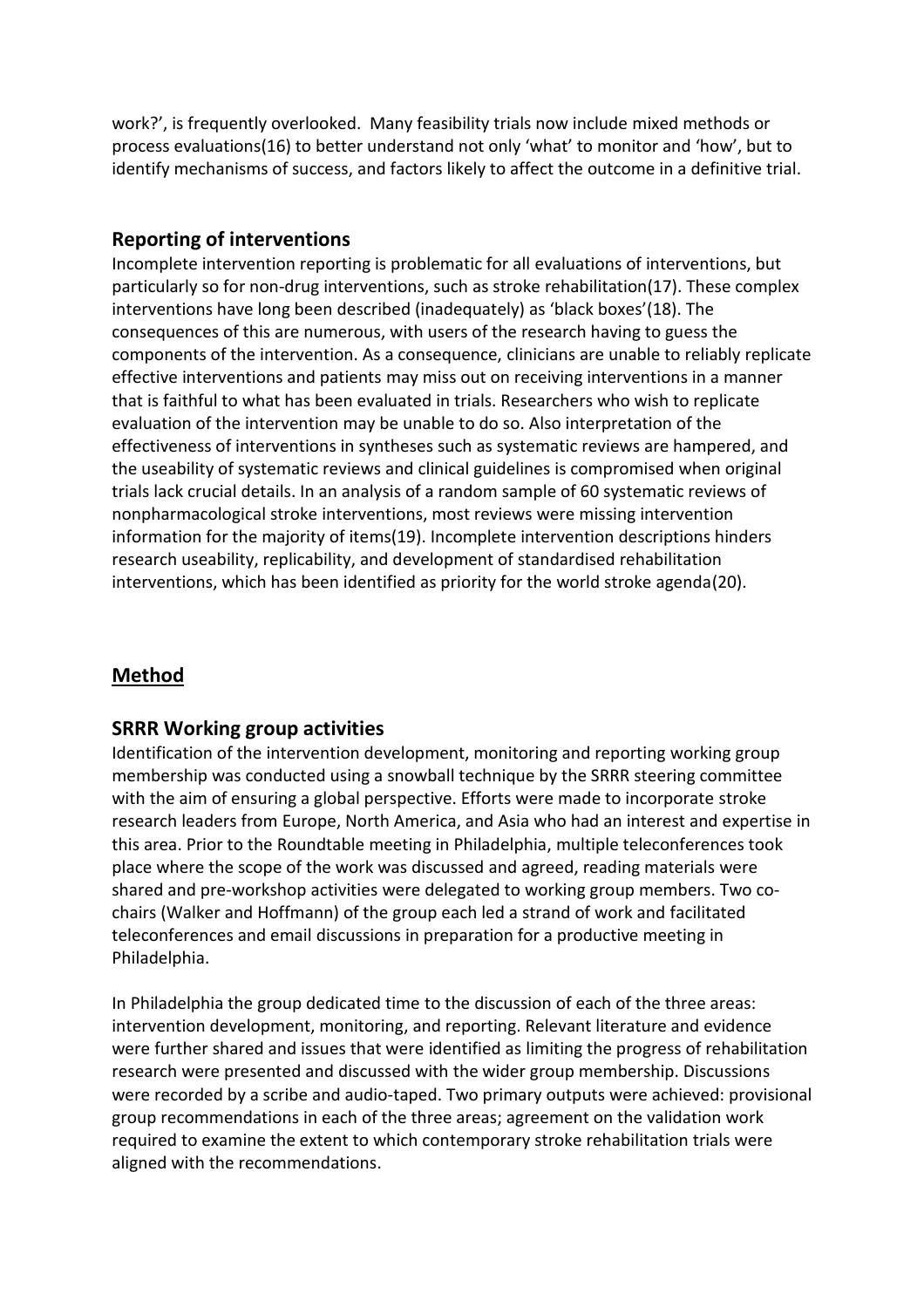work?', is frequently overlooked. Many feasibility trials now include mixed methods or process evaluations(16) to better understand not only 'what' to monitor and 'how', but to identify mechanisms of success, and factors likely to affect the outcome in a definitive trial.

### Reporting of interventions

Incomplete intervention reporting is problematic for all evaluations of interventions, but particularly so for non-drug interventions, such as stroke rehabilitation(17). These complex interventions have long been described (inadequately) as 'black boxes'(18). The consequences of this are numerous, with users of the research having to guess the components of the intervention. As a consequence, clinicians are unable to reliably replicate effective interventions and patients may miss out on receiving interventions in a manner that is faithful to what has been evaluated in trials. Researchers who wish to replicate evaluation of the intervention may be unable to do so. Also interpretation of the effectiveness of interventions in syntheses such as systematic reviews are hampered, and the useability of systematic reviews and clinical guidelines is compromised when original trials lack crucial details. In an analysis of a random sample of 60 systematic reviews of nonpharmacological stroke interventions, most reviews were missing intervention information for the majority of items(19). Incomplete intervention descriptions hinders research useability, replicability, and development of standardised rehabilitation interventions, which has been identified as priority for the world stroke agenda(20).

## Method

### SRRR Working group activities

Identification of the intervention development, monitoring and reporting working group membership was conducted using a snowball technique by the SRRR steering committee with the aim of ensuring a global perspective. Efforts were made to incorporate stroke research leaders from Europe, North America, and Asia who had an interest and expertise in this area. Prior to the Roundtable meeting in Philadelphia, multiple teleconferences took place where the scope of the work was discussed and agreed, reading materials were shared and pre-workshop activities were delegated to working group members. Two co-chairs (Walker and Hoffmann) of the group each led a strand of work and facilitated teleconferences and email discussions in preparation for a productive meeting in Philadelphia.

In Philadelphia the group dedicated time to the discussion of each of the three areas: intervention development, monitoring, and reporting. Relevant literature and evidence were further shared and issues that were identified as limiting the progress of rehabilitation research were presented and discussed with the wider group membership. Discussions were recorded by a scribe and audio-taped. Two primary outputs were achieved: provisional group recommendations in each of the three areas; agreement on the validation work required to examine the extent to which contemporary stroke rehabilitation trials were aligned with the recommendations.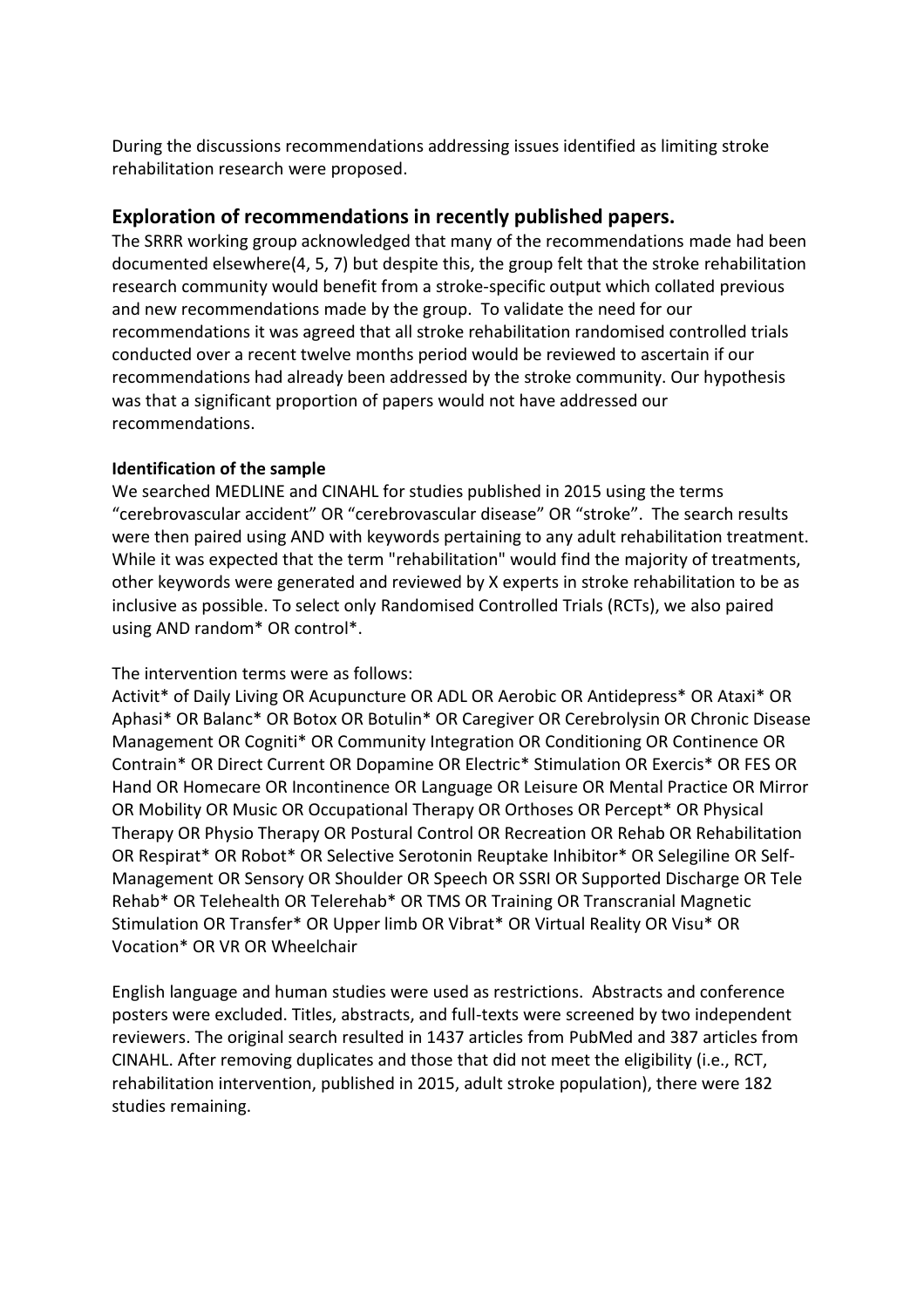During the discussions recommendations addressing issues identified as limiting stroke rehabilitation research were proposed.

## Exploration of recommendations in recently published papers.

The SRRR working group acknowledged that many of the recommendations made had been documented elsewhere(4, 5, 7) but despite this, the group felt that the stroke rehabilitation research community would benefit from a stroke-specific output which collated previous and new recommendations made by the group. To validate the need for our recommendations it was agreed that all stroke rehabilitation randomised controlled trials conducted over a recent twelve months period would be reviewed to ascertain if our recommendations had already been addressed by the stroke community. Our hypothesis was that a significant proportion of papers would not have addressed our recommendations.

**Identification of the sample**

We searched MEDLINE and CINAHL for studies published in 2015 using the terms "cerebrovascular accident" OR "cerebrovascular disease" OR "stroke". The search results were then paired using AND with keywords pertaining to any adult rehabilitation treatment. While it was expected that the term "rehabilitation" would find the majority of treatments, other keywords were generated and reviewed by X experts in stroke rehabilitation to be as inclusive as possible. To select only Randomised Controlled Trials (RCTs), we also paired using AND random* OR control*.

The intervention terms were as follows:

Activit* of Daily Living OR Acupuncture OR ADL OR Aerobic OR Antidepress* OR Ataxi* OR Aphasi* OR Balanc* OR Botox OR Botulin* OR Caregiver OR Cerebrolysin OR Chronic Disease Management OR Cogniti* OR Community Integration OR Conditioning OR Continence OR Contrain* OR Direct Current OR Dopamine OR Electric* Stimulation OR Exercis* OR FES OR Hand OR Homecare OR Incontinence OR Language OR Leisure OR Mental Practice OR Mirror OR Mobility OR Music OR Occupational Therapy OR Orthoses OR Percept* OR Physical Therapy OR Physio Therapy OR Postural Control OR Recreation OR Rehab OR Rehabilitation OR Respirat* OR Robot* OR Selective Serotonin Reuptake Inhibitor* OR Selegiline OR Self-Management OR Sensory OR Shoulder OR Speech OR SSRI OR Supported Discharge OR Tele Rehab* OR Telehealth OR Telerehab* OR TMS OR Training OR Transcranial Magnetic Stimulation OR Transfer* OR Upper limb OR Vibrat* OR Virtual Reality OR Visu* OR Vocation* OR VR OR Wheelchair

English language and human studies were used as restrictions. Abstracts and conference posters were excluded. Titles, abstracts, and full-texts were screened by two independent reviewers. The original search resulted in 1437 articles from PubMed and 387 articles from CINAHL. After removing duplicates and those that did not meet the eligibility (i.e., RCT, rehabilitation intervention, published in 2015, adult stroke population), there were 182 studies remaining.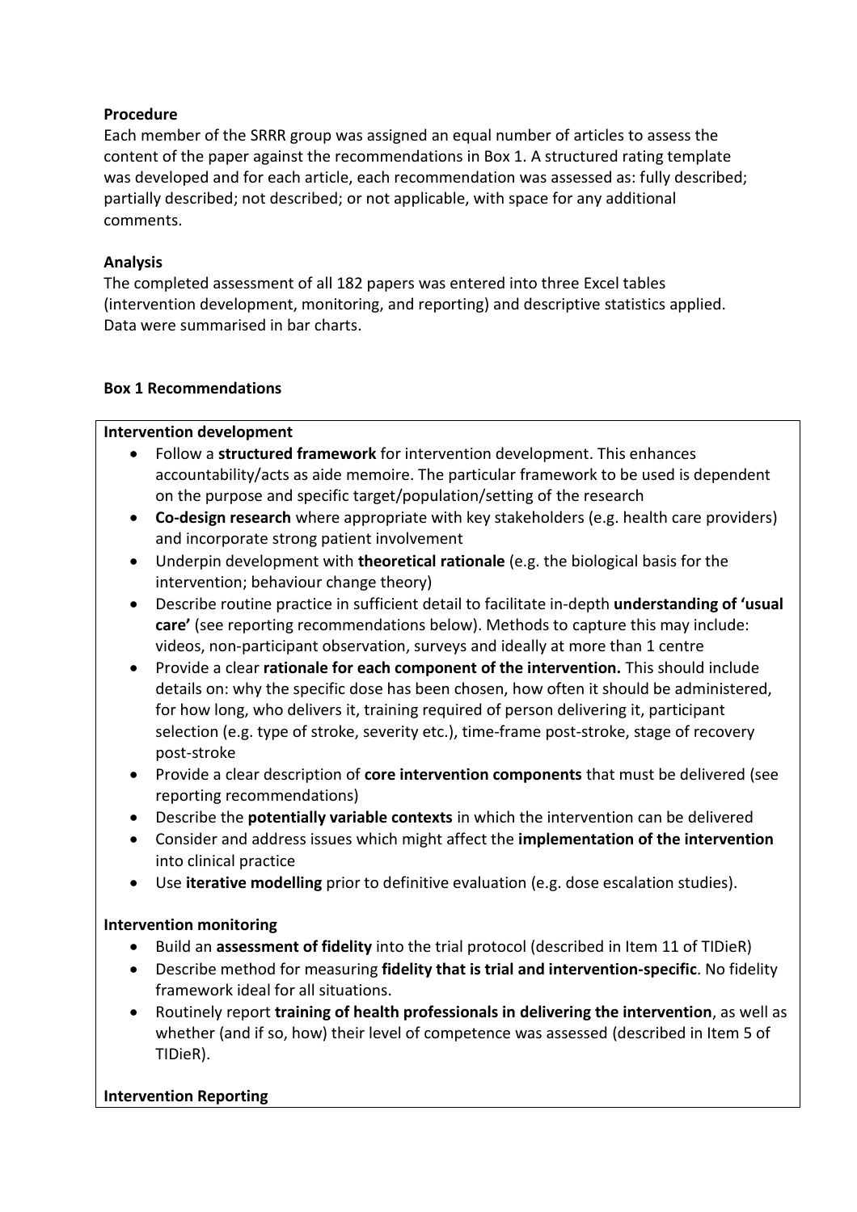**Procedure**

Each member of the SRRR group was assigned an equal number of articles to assess the content of the paper against the recommendations in Box 1. A structured rating template was developed and for each article, each recommendation was assessed as: fully described; partially described; not described; or not applicable, with space for any additional comments.

**Analysis**

The completed assessment of all 182 papers was entered into three Excel tables (intervention development, monitoring, and reporting) and descriptive statistics applied. Data were summarised in bar charts.

**Box 1 Recommendations**

**Intervention development**

- Follow a **structured framework** for intervention development. This enhances accountability/acts as aide memoire. The particular framework to be used is dependent on the purpose and specific target/population/setting of the research
- **Co-design research** where appropriate with key stakeholders (e.g. health care providers) and incorporate strong patient involvement
- Underpin development with **theoretical rationale** (e.g. the biological basis for the intervention; behaviour change theory)
- Describe routine practice in sufficient detail to facilitate in-depth **understanding of 'usual care'** (see reporting recommendations below). Methods to capture this may include: videos, non-participant observation, surveys and ideally at more than 1 centre
- Provide a clear **rationale for each component of the intervention.** This should include details on: why the specific dose has been chosen, how often it should be administered, for how long, who delivers it, training required of person delivering it, participant selection (e.g. type of stroke, severity etc.), time-frame post-stroke, stage of recovery post-stroke
- Provide a clear description of **core intervention components** that must be delivered (see reporting recommendations)
- Describe the **potentially variable contexts** in which the intervention can be delivered
- Consider and address issues which might affect the **implementation of the intervention** into clinical practice
- Use **iterative modelling** prior to definitive evaluation (e.g. dose escalation studies).

**Intervention monitoring**

- Build an **assessment of fidelity** into the trial protocol (described in Item 11 of TIDieR)
- Describe method for measuring **fidelity that is trial and intervention-specific**. No fidelity framework ideal for all situations.
- Routinely report **training of health professionals in delivering the intervention**, as well as whether (and if so, how) their level of competence was assessed (described in Item 5 of TIDieR).

**Intervention Reporting**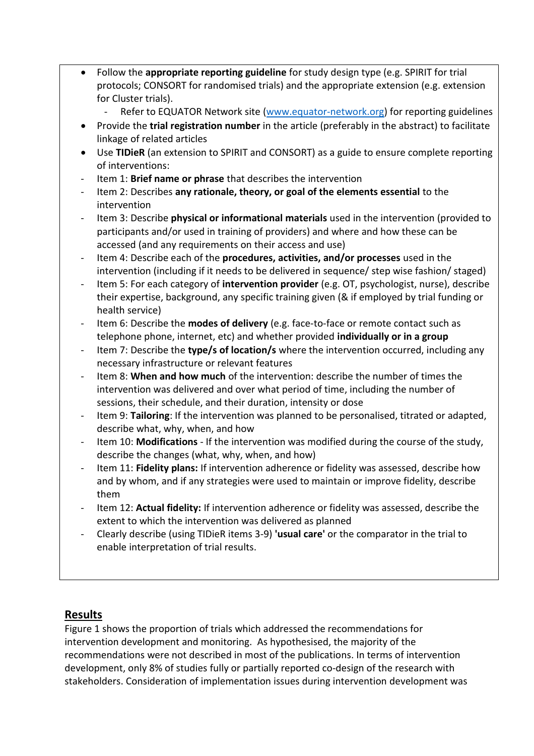- Follow the **appropriate reporting guideline** for study design type (e.g. SPIRIT for trial protocols; CONSORT for randomised trials) and the appropriate extension (e.g. extension for Cluster trials).
  - Refer to EQUATOR Network site (www.equator-network.org) for reporting guidelines
- Provide the **trial registration number** in the article (preferably in the abstract) to facilitate linkage of related articles
- Use **TIDieR** (an extension to SPIRIT and CONSORT) as a guide to ensure complete reporting of interventions:

- Item 1: **Brief name or phrase** that describes the intervention
- Item 2: Describes **any rationale, theory, or goal of the elements essential** to the intervention
- Item 3: Describe **physical or informational materials** used in the intervention (provided to participants and/or used in training of providers) and where and how these can be accessed (and any requirements on their access and use)
- Item 4: Describe each of the **procedures, activities, and/or processes** used in the intervention (including if it needs to be delivered in sequence/ step wise fashion/ staged)
- Item 5: For each category of **intervention provider** (e.g. OT, psychologist, nurse), describe their expertise, background, any specific training given (& if employed by trial funding or health service)
- Item 6: Describe the **modes of delivery** (e.g. face-to-face or remote contact such as telephone phone, internet, etc) and whether provided **individually or in a group**
- Item 7: Describe the **type/s of location/s** where the intervention occurred, including any necessary infrastructure or relevant features
- Item 8: **When and how much** of the intervention: describe the number of times the intervention was delivered and over what period of time, including the number of sessions, their schedule, and their duration, intensity or dose
- Item 9: **Tailoring**: If the intervention was planned to be personalised, titrated or adapted, describe what, why, when, and how
- Item 10: **Modifications** - If the intervention was modified during the course of the study, describe the changes (what, why, when, and how)
- Item 11: **Fidelity plans:** If intervention adherence or fidelity was assessed, describe how and by whom, and if any strategies were used to maintain or improve fidelity, describe them
- Item 12: **Actual fidelity:** If intervention adherence or fidelity was assessed, describe the extent to which the intervention was delivered as planned
- Clearly describe (using TIDieR items 3-9) **'usual care'** or the comparator in the trial to enable interpretation of trial results.

## Results

Figure 1 shows the proportion of trials which addressed the recommendations for intervention development and monitoring. As hypothesised, the majority of the recommendations were not described in most of the publications. In terms of intervention development, only 8% of studies fully or partially reported co-design of the research with stakeholders. Consideration of implementation issues during intervention development was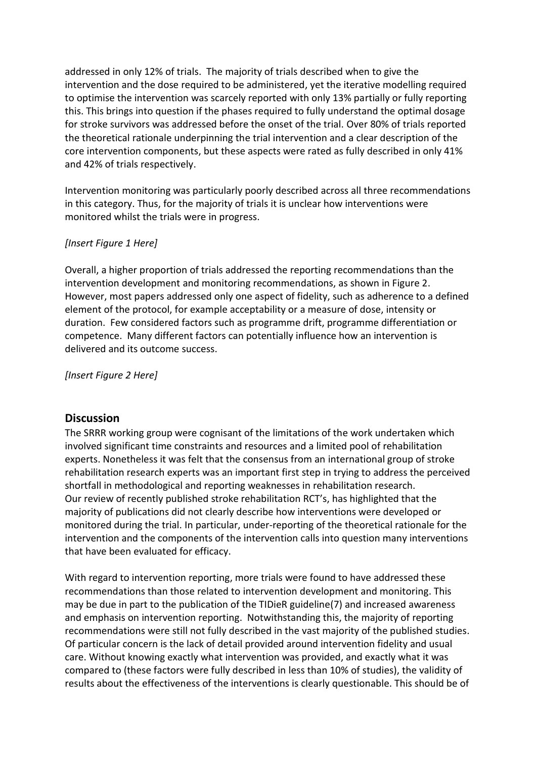addressed in only 12% of trials. The majority of trials described when to give the intervention and the dose required to be administered, yet the iterative modelling required to optimise the intervention was scarcely reported with only 13% partially or fully reporting this. This brings into question if the phases required to fully understand the optimal dosage for stroke survivors was addressed before the onset of the trial. Over 80% of trials reported the theoretical rationale underpinning the trial intervention and a clear description of the core intervention components, but these aspects were rated as fully described in only 41% and 42% of trials respectively.

Intervention monitoring was particularly poorly described across all three recommendations in this category. Thus, for the majority of trials it is unclear how interventions were monitored whilst the trials were in progress.

*[Insert Figure 1 Here]*

Overall, a higher proportion of trials addressed the reporting recommendations than the intervention development and monitoring recommendations, as shown in Figure 2. However, most papers addressed only one aspect of fidelity, such as adherence to a defined element of the protocol, for example acceptability or a measure of dose, intensity or duration. Few considered factors such as programme drift, programme differentiation or competence. Many different factors can potentially influence how an intervention is delivered and its outcome success.

*[Insert Figure 2 Here]*

## Discussion

The SRRR working group were cognisant of the limitations of the work undertaken which involved significant time constraints and resources and a limited pool of rehabilitation experts. Nonetheless it was felt that the consensus from an international group of stroke rehabilitation research experts was an important first step in trying to address the perceived shortfall in methodological and reporting weaknesses in rehabilitation research.
Our review of recently published stroke rehabilitation RCT's, has highlighted that the majority of publications did not clearly describe how interventions were developed or monitored during the trial. In particular, under-reporting of the theoretical rationale for the intervention and the components of the intervention calls into question many interventions that have been evaluated for efficacy.

With regard to intervention reporting, more trials were found to have addressed these recommendations than those related to intervention development and monitoring. This may be due in part to the publication of the TIDieR guideline(7) and increased awareness and emphasis on intervention reporting. Notwithstanding this, the majority of reporting recommendations were still not fully described in the vast majority of the published studies. Of particular concern is the lack of detail provided around intervention fidelity and usual care. Without knowing exactly what intervention was provided, and exactly what it was compared to (these factors were fully described in less than 10% of studies), the validity of results about the effectiveness of the interventions is clearly questionable. This should be of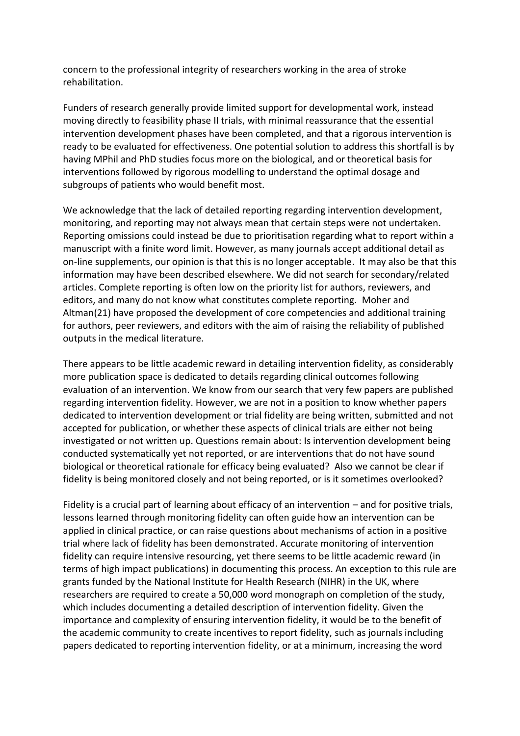concern to the professional integrity of researchers working in the area of stroke rehabilitation.

Funders of research generally provide limited support for developmental work, instead moving directly to feasibility phase II trials, with minimal reassurance that the essential intervention development phases have been completed, and that a rigorous intervention is ready to be evaluated for effectiveness. One potential solution to address this shortfall is by having MPhil and PhD studies focus more on the biological, and or theoretical basis for interventions followed by rigorous modelling to understand the optimal dosage and subgroups of patients who would benefit most.

We acknowledge that the lack of detailed reporting regarding intervention development, monitoring, and reporting may not always mean that certain steps were not undertaken. Reporting omissions could instead be due to prioritisation regarding what to report within a manuscript with a finite word limit. However, as many journals accept additional detail as on-line supplements, our opinion is that this is no longer acceptable. It may also be that this information may have been described elsewhere. We did not search for secondary/related articles. Complete reporting is often low on the priority list for authors, reviewers, and editors, and many do not know what constitutes complete reporting. Moher and Altman(21) have proposed the development of core competencies and additional training for authors, peer reviewers, and editors with the aim of raising the reliability of published outputs in the medical literature.

There appears to be little academic reward in detailing intervention fidelity, as considerably more publication space is dedicated to details regarding clinical outcomes following evaluation of an intervention. We know from our search that very few papers are published regarding intervention fidelity. However, we are not in a position to know whether papers dedicated to intervention development or trial fidelity are being written, submitted and not accepted for publication, or whether these aspects of clinical trials are either not being investigated or not written up. Questions remain about: Is intervention development being conducted systematically yet not reported, or are interventions that do not have sound biological or theoretical rationale for efficacy being evaluated? Also we cannot be clear if fidelity is being monitored closely and not being reported, or is it sometimes overlooked?

Fidelity is a crucial part of learning about efficacy of an intervention – and for positive trials, lessons learned through monitoring fidelity can often guide how an intervention can be applied in clinical practice, or can raise questions about mechanisms of action in a positive trial where lack of fidelity has been demonstrated. Accurate monitoring of intervention fidelity can require intensive resourcing, yet there seems to be little academic reward (in terms of high impact publications) in documenting this process. An exception to this rule are grants funded by the National Institute for Health Research (NIHR) in the UK, where researchers are required to create a 50,000 word monograph on completion of the study, which includes documenting a detailed description of intervention fidelity. Given the importance and complexity of ensuring intervention fidelity, it would be to the benefit of the academic community to create incentives to report fidelity, such as journals including papers dedicated to reporting intervention fidelity, or at a minimum, increasing the word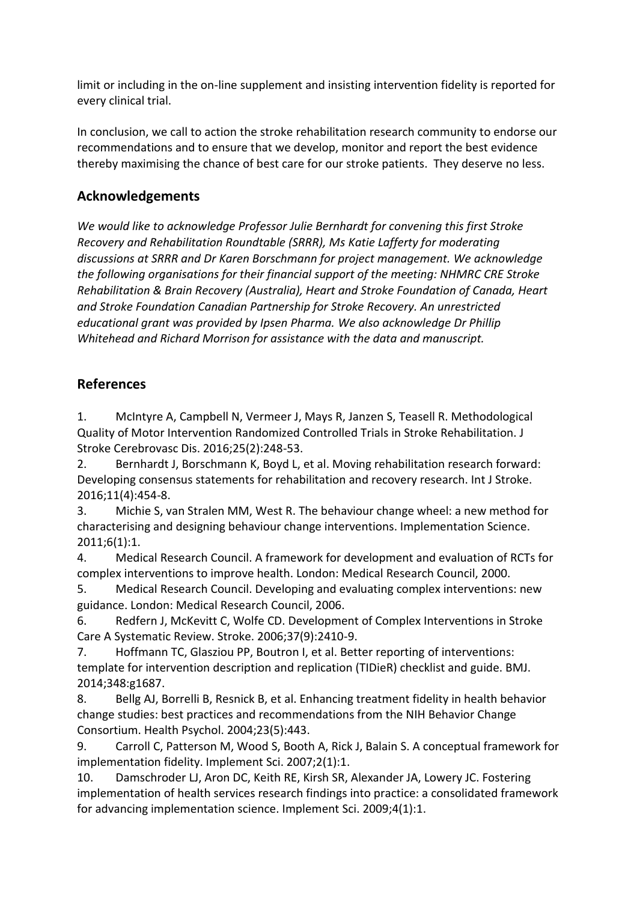limit or including in the on-line supplement and insisting intervention fidelity is reported for every clinical trial.

In conclusion, we call to action the stroke rehabilitation research community to endorse our recommendations and to ensure that we develop, monitor and report the best evidence thereby maximising the chance of best care for our stroke patients. They deserve no less.

## Acknowledgements

*We would like to acknowledge Professor Julie Bernhardt for convening this first Stroke Recovery and Rehabilitation Roundtable (SRRR), Ms Katie Lafferty for moderating discussions at SRRR and Dr Karen Borschmann for project management. We acknowledge the following organisations for their financial support of the meeting: NHMRC CRE Stroke Rehabilitation & Brain Recovery (Australia), Heart and Stroke Foundation of Canada, Heart and Stroke Foundation Canadian Partnership for Stroke Recovery. An unrestricted educational grant was provided by Ipsen Pharma. We also acknowledge Dr Phillip Whitehead and Richard Morrison for assistance with the data and manuscript.*

## References

1. McIntyre A, Campbell N, Vermeer J, Mays R, Janzen S, Teasell R. Methodological Quality of Motor Intervention Randomized Controlled Trials in Stroke Rehabilitation. J Stroke Cerebrovasc Dis. 2016;25(2):248-53.
2. Bernhardt J, Borschmann K, Boyd L, et al. Moving rehabilitation research forward: Developing consensus statements for rehabilitation and recovery research. Int J Stroke. 2016;11(4):454-8.
3. Michie S, van Stralen MM, West R. The behaviour change wheel: a new method for characterising and designing behaviour change interventions. Implementation Science. 2011;6(1):1.
4. Medical Research Council. A framework for development and evaluation of RCTs for complex interventions to improve health. London: Medical Research Council, 2000.
5. Medical Research Council. Developing and evaluating complex interventions: new guidance. London: Medical Research Council, 2006.
6. Redfern J, McKevitt C, Wolfe CD. Development of Complex Interventions in Stroke Care A Systematic Review. Stroke. 2006;37(9):2410-9.
7. Hoffmann TC, Glasziou PP, Boutron I, et al. Better reporting of interventions: template for intervention description and replication (TIDieR) checklist and guide. BMJ. 2014;348:g1687.
8. Bellg AJ, Borrelli B, Resnick B, et al. Enhancing treatment fidelity in health behavior change studies: best practices and recommendations from the NIH Behavior Change Consortium. Health Psychol. 2004;23(5):443.
9. Carroll C, Patterson M, Wood S, Booth A, Rick J, Balain S. A conceptual framework for implementation fidelity. Implement Sci. 2007;2(1):1.
10. Damschroder LJ, Aron DC, Keith RE, Kirsh SR, Alexander JA, Lowery JC. Fostering implementation of health services research findings into practice: a consolidated framework for advancing implementation science. Implement Sci. 2009;4(1):1.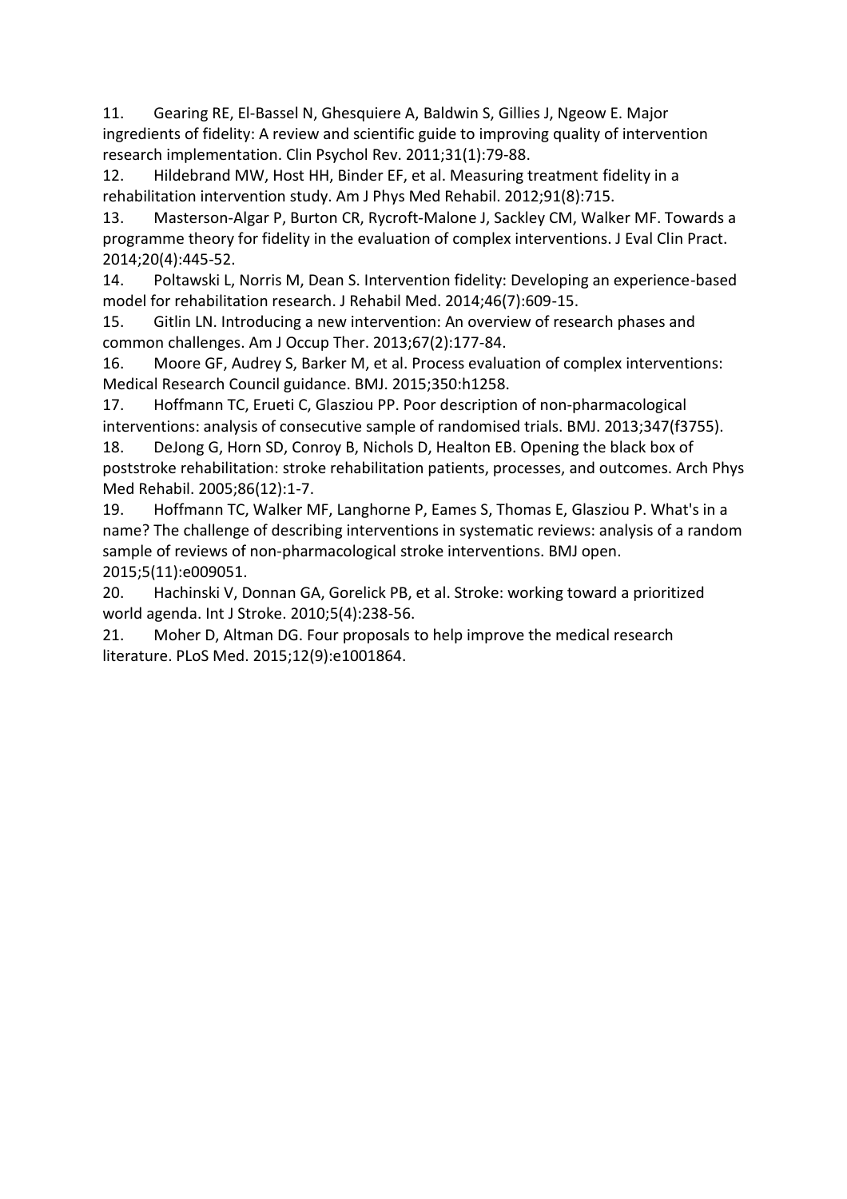11. Gearing RE, El-Bassel N, Ghesquiere A, Baldwin S, Gillies J, Ngeow E. Major ingredients of fidelity: A review and scientific guide to improving quality of intervention research implementation. Clin Psychol Rev. 2011;31(1):79-88.
12. Hildebrand MW, Host HH, Binder EF, et al. Measuring treatment fidelity in a rehabilitation intervention study. Am J Phys Med Rehabil. 2012;91(8):715.
13. Masterson-Algar P, Burton CR, Rycroft-Malone J, Sackley CM, Walker MF. Towards a programme theory for fidelity in the evaluation of complex interventions. J Eval Clin Pract. 2014;20(4):445-52.
14. Poltawski L, Norris M, Dean S. Intervention fidelity: Developing an experience-based model for rehabilitation research. J Rehabil Med. 2014;46(7):609-15.
15. Gitlin LN. Introducing a new intervention: An overview of research phases and common challenges. Am J Occup Ther. 2013;67(2):177-84.
16. Moore GF, Audrey S, Barker M, et al. Process evaluation of complex interventions: Medical Research Council guidance. BMJ. 2015;350:h1258.
17. Hoffmann TC, Erueti C, Glasziou PP. Poor description of non-pharmacological interventions: analysis of consecutive sample of randomised trials. BMJ. 2013;347(f3755).
18. DeJong G, Horn SD, Conroy B, Nichols D, Healton EB. Opening the black box of poststroke rehabilitation: stroke rehabilitation patients, processes, and outcomes. Arch Phys Med Rehabil. 2005;86(12):1-7.
19. Hoffmann TC, Walker MF, Langhorne P, Eames S, Thomas E, Glasziou P. What's in a name? The challenge of describing interventions in systematic reviews: analysis of a random sample of reviews of non-pharmacological stroke interventions. BMJ open. 2015;5(11):e009051.
20. Hachinski V, Donnan GA, Gorelick PB, et al. Stroke: working toward a prioritized world agenda. Int J Stroke. 2010;5(4):238-56.
21. Moher D, Altman DG. Four proposals to help improve the medical research literature. PLoS Med. 2015;12(9):e1001864.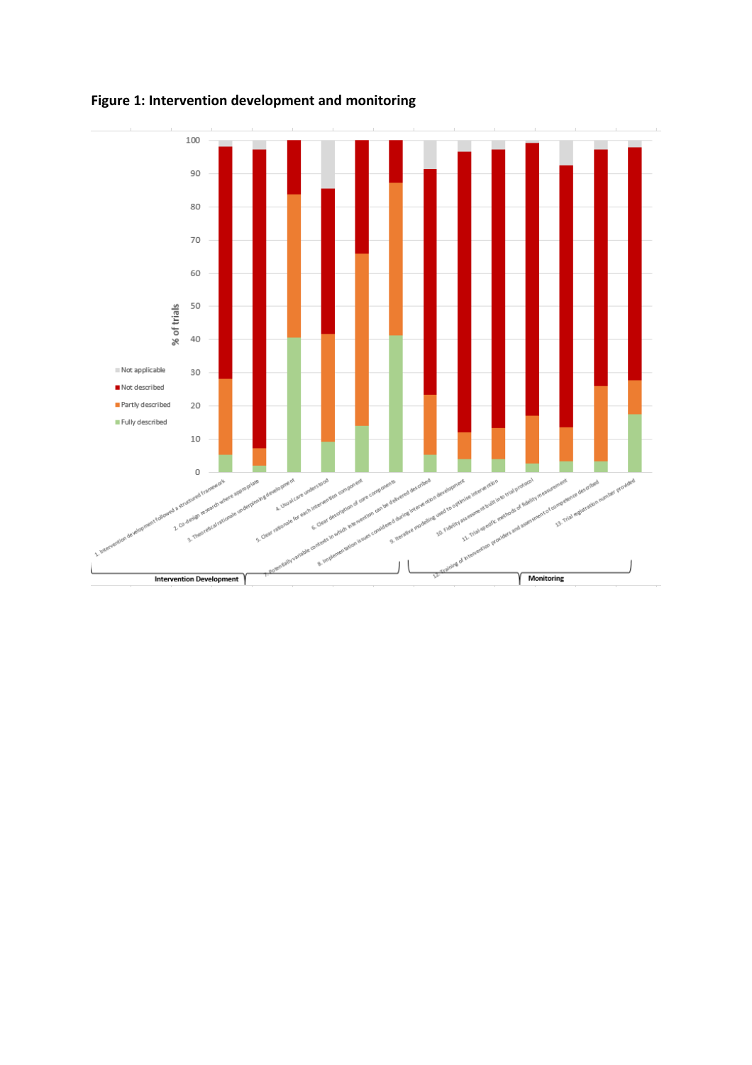**Figure 1: Intervention development and monitoring**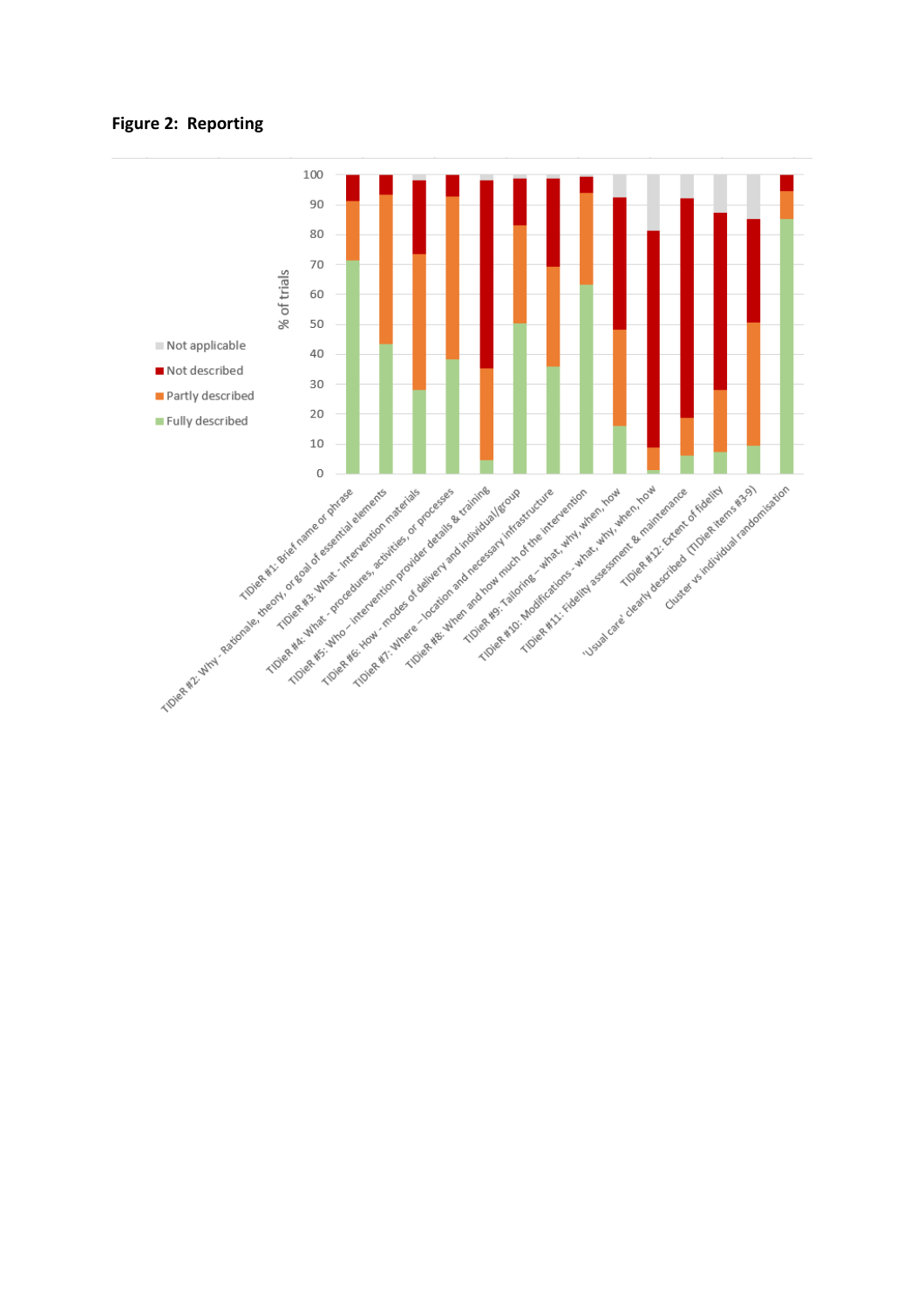**Figure 2: Reporting**

% of trials

100
90
80
70
60
50
40
30
20
10
0

Not applicable
Not described
Partly described
Fully described

TIDieR #1: Brief name or phrase
TIDieR #2: Why - Rationale, theory, or goal of essential elements
TIDieR #3: What - intervention materials
TIDieR #4: What - procedures, activities, or processes
TIDieR #5: Who – intervention provider details & training
TIDieR #6: How - modes of delivery and individual/group
TIDieR #7: Where – location and necessary infrastructure
TIDieR #8: When and how much of the intervention
TIDieR #9: Tailoring – what, why, when, how
TIDieR #10: Modifications - what, why, when, how
TIDieR #11: Fidelity assessment & maintenance
TIDieR #12: Extent of fidelity
'Usual care' clearly described (TIDieR items #3-9)
Cluster vs individual randomisation